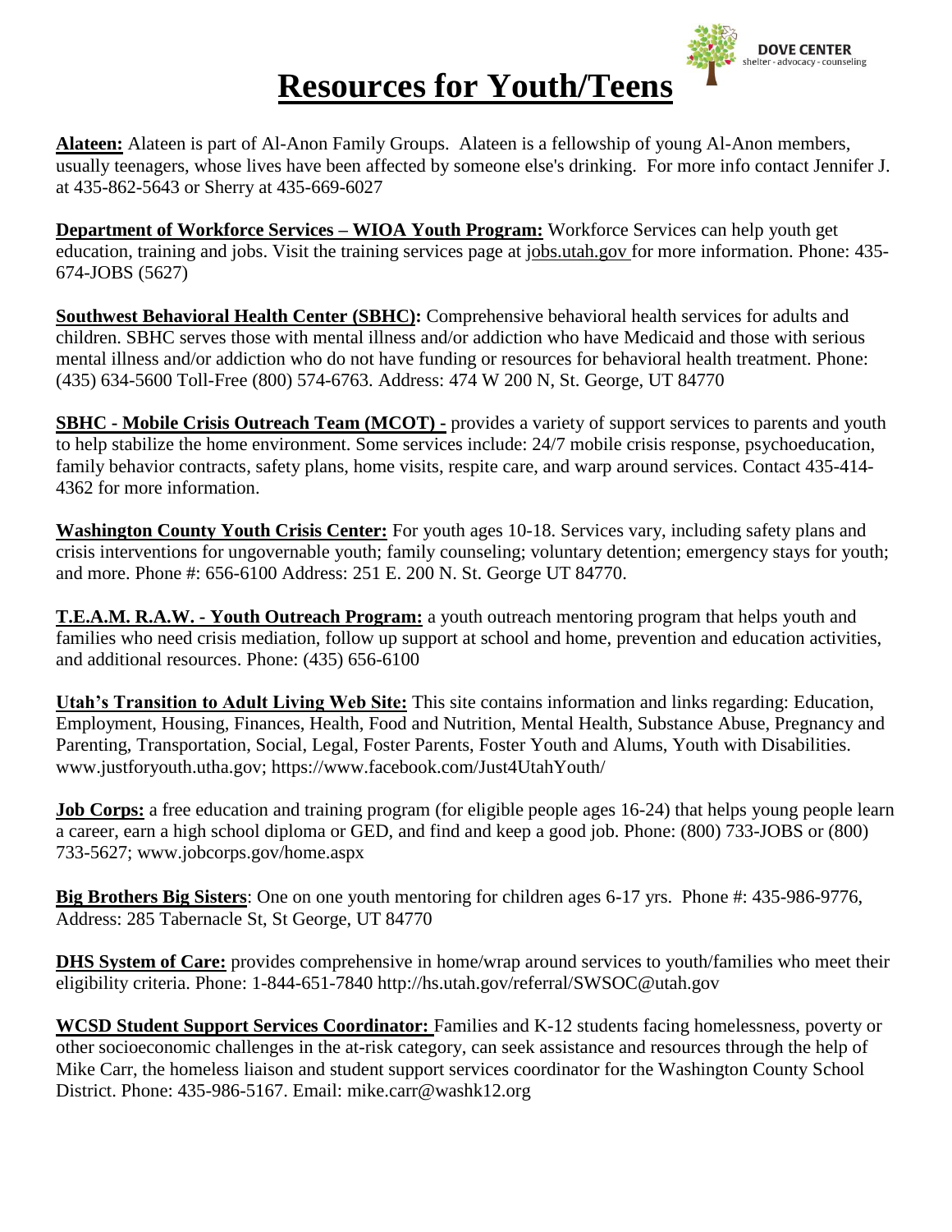# Resources for Youth/Teens

DOVE CENTER
shelter - advocacy - counseling

**Alateen:** Alateen is part of Al-Anon Family Groups. Alateen is a fellowship of young Al-Anon members, usually teenagers, whose lives have been affected by someone else's drinking. For more info contact Jennifer J. at 435-862-5643 or Sherry at 435-669-6027

**Department of Workforce Services – WIOA Youth Program:** Workforce Services can help youth get education, training and jobs. Visit the training services page at jobs.utah.gov for more information. Phone: 435-674-JOBS (5627)

**Southwest Behavioral Health Center (SBHC):** Comprehensive behavioral health services for adults and children. SBHC serves those with mental illness and/or addiction who have Medicaid and those with serious mental illness and/or addiction who do not have funding or resources for behavioral health treatment. Phone: (435) 634-5600 Toll-Free (800) 574-6763. Address: 474 W 200 N, St. George, UT 84770

**SBHC - Mobile Crisis Outreach Team (MCOT) -** provides a variety of support services to parents and youth to help stabilize the home environment. Some services include: 24/7 mobile crisis response, psychoeducation, family behavior contracts, safety plans, home visits, respite care, and warp around services. Contact 435-414-4362 for more information.

**Washington County Youth Crisis Center:** For youth ages 10-18. Services vary, including safety plans and crisis interventions for ungovernable youth; family counseling; voluntary detention; emergency stays for youth; and more. Phone #: 656-6100 Address: 251 E. 200 N. St. George UT 84770.

**T.E.A.M. R.A.W. - Youth Outreach Program:** a youth outreach mentoring program that helps youth and families who need crisis mediation, follow up support at school and home, prevention and education activities, and additional resources. Phone: (435) 656-6100

**Utah's Transition to Adult Living Web Site:** This site contains information and links regarding: Education, Employment, Housing, Finances, Health, Food and Nutrition, Mental Health, Substance Abuse, Pregnancy and Parenting, Transportation, Social, Legal, Foster Parents, Foster Youth and Alums, Youth with Disabilities. www.justforyouth.utha.gov; https://www.facebook.com/Just4UtahYouth/

**Job Corps:** a free education and training program (for eligible people ages 16-24) that helps young people learn a career, earn a high school diploma or GED, and find and keep a good job. Phone: (800) 733-JOBS or (800) 733-5627; www.jobcorps.gov/home.aspx

**Big Brothers Big Sisters**: One on one youth mentoring for children ages 6-17 yrs. Phone #: 435-986-9776, Address: 285 Tabernacle St, St George, UT 84770

**DHS System of Care:** provides comprehensive in home/wrap around services to youth/families who meet their eligibility criteria. Phone: 1-844-651-7840 http://hs.utah.gov/referral/SWSOC@utah.gov

**WCSD Student Support Services Coordinator:** Families and K-12 students facing homelessness, poverty or other socioeconomic challenges in the at-risk category, can seek assistance and resources through the help of Mike Carr, the homeless liaison and student support services coordinator for the Washington County School District. Phone: 435-986-5167. Email: mike.carr@washk12.org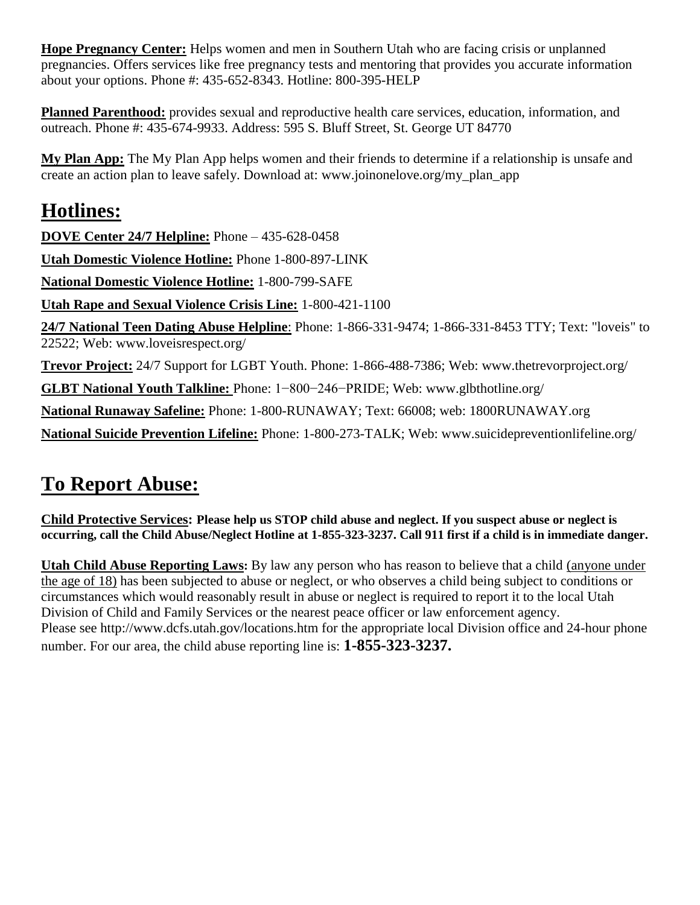**Hope Pregnancy Center:** Helps women and men in Southern Utah who are facing crisis or unplanned pregnancies. Offers services like free pregnancy tests and mentoring that provides you accurate information about your options. Phone #: 435-652-8343. Hotline: 800-395-HELP

**Planned Parenthood:** provides sexual and reproductive health care services, education, information, and outreach. Phone #: 435-674-9933. Address: 595 S. Bluff Street, St. George UT 84770

**My Plan App:** The My Plan App helps women and their friends to determine if a relationship is unsafe and create an action plan to leave safely. Download at: www.joinonelove.org/my_plan_app

# Hotlines:

**DOVE Center 24/7 Helpline:** Phone – 435-628-0458

**Utah Domestic Violence Hotline:** Phone 1-800-897-LINK

**National Domestic Violence Hotline:** 1-800-799-SAFE

**Utah Rape and Sexual Violence Crisis Line:** 1-800-421-1100

**24/7 National Teen Dating Abuse Helpline**: Phone: 1-866-331-9474; 1-866-331-8453 TTY; Text: "loveis" to 22522; Web: www.loveisrespect.org/

**Trevor Project:** 24/7 Support for LGBT Youth. Phone: 1-866-488-7386; Web: www.thetrevorproject.org/

**GLBT National Youth Talkline:** Phone: 1−800−246−PRIDE; Web: www.glbthotline.org/

**National Runaway Safeline:** Phone: 1-800-RUNAWAY; Text: 66008; web: 1800RUNAWAY.org

**National Suicide Prevention Lifeline:** Phone: 1-800-273-TALK; Web: www.suicidepreventionlifeline.org/

# To Report Abuse:

**Child Protective Services: Please help us STOP child abuse and neglect. If you suspect abuse or neglect is occurring, call the Child Abuse/Neglect Hotline at 1-855-323-3237. Call 911 first if a child is in immediate danger.**

**Utah Child Abuse Reporting Laws:** By law any person who has reason to believe that a child (anyone under the age of 18) has been subjected to abuse or neglect, or who observes a child being subject to conditions or circumstances which would reasonably result in abuse or neglect is required to report it to the local Utah Division of Child and Family Services or the nearest peace officer or law enforcement agency.
Please see http://www.dcfs.utah.gov/locations.htm for the appropriate local Division office and 24-hour phone number. For our area, the child abuse reporting line is: **1-855-323-3237.**